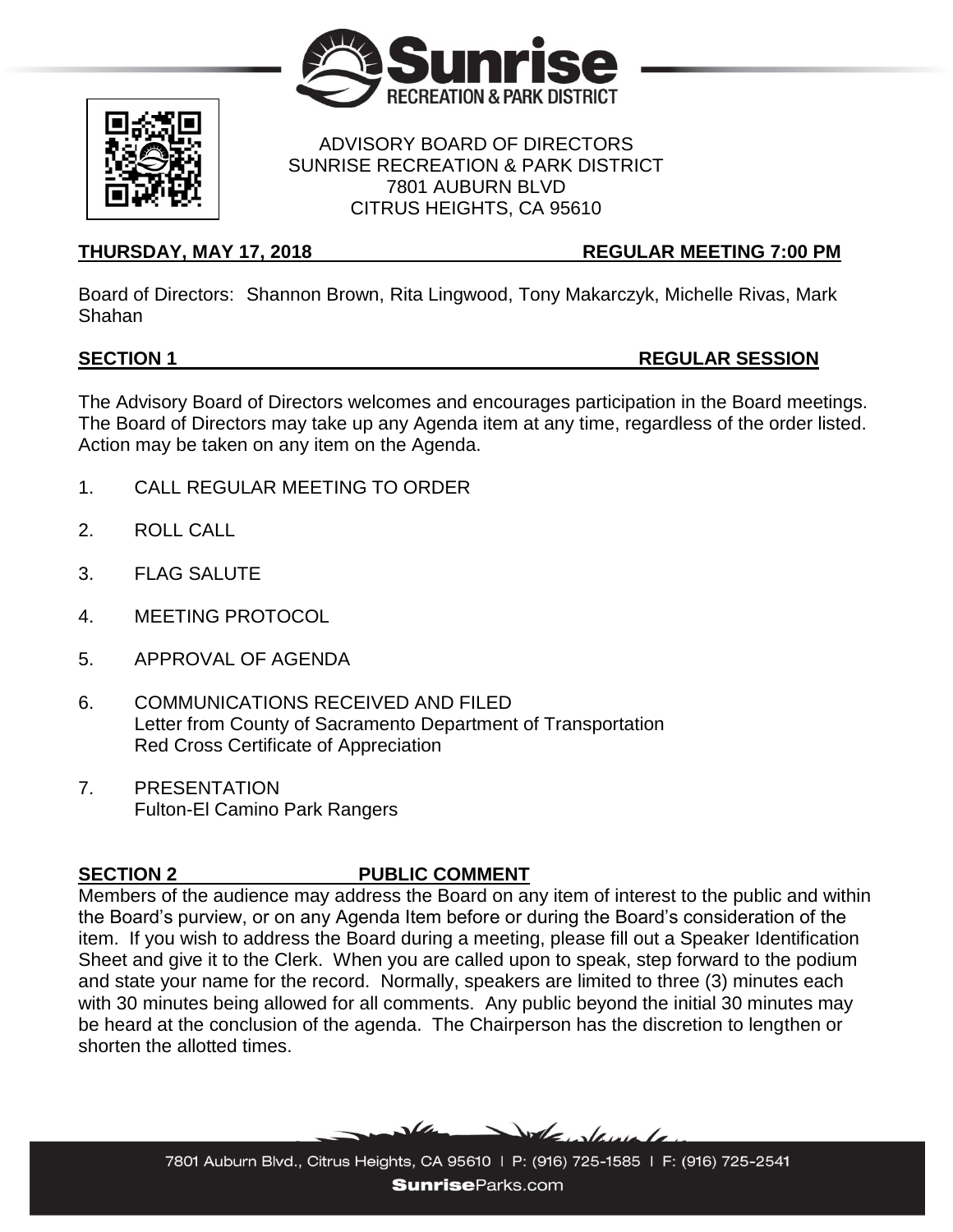ADVISORY BOARD OF DIRECTORS
SUNRISE RECREATION & PARK DISTRICT
7801 AUBURN BLVD
CITRUS HEIGHTS, CA 95610

**THURSDAY, MAY 17, 2018 REGULAR MEETING 7:00 PM**

Board of Directors: Shannon Brown, Rita Lingwood, Tony Makarczyk, Michelle Rivas, Mark Shahan

## SECTION 1 REGULAR SESSION

The Advisory Board of Directors welcomes and encourages participation in the Board meetings. The Board of Directors may take up any Agenda item at any time, regardless of the order listed. Action may be taken on any item on the Agenda.

1. CALL REGULAR MEETING TO ORDER
2. ROLL CALL
3. FLAG SALUTE
4. MEETING PROTOCOL
5. APPROVAL OF AGENDA
6. COMMUNICATIONS RECEIVED AND FILED
   Letter from County of Sacramento Department of Transportation
   Red Cross Certificate of Appreciation
7. PRESENTATION
   Fulton-El Camino Park Rangers

## SECTION 2 PUBLIC COMMENT

Members of the audience may address the Board on any item of interest to the public and within the Board's purview, or on any Agenda Item before or during the Board's consideration of the item. If you wish to address the Board during a meeting, please fill out a Speaker Identification Sheet and give it to the Clerk. When you are called upon to speak, step forward to the podium and state your name for the record. Normally, speakers are limited to three (3) minutes each with 30 minutes being allowed for all comments. Any public beyond the initial 30 minutes may be heard at the conclusion of the agenda. The Chairperson has the discretion to lengthen or shorten the allotted times.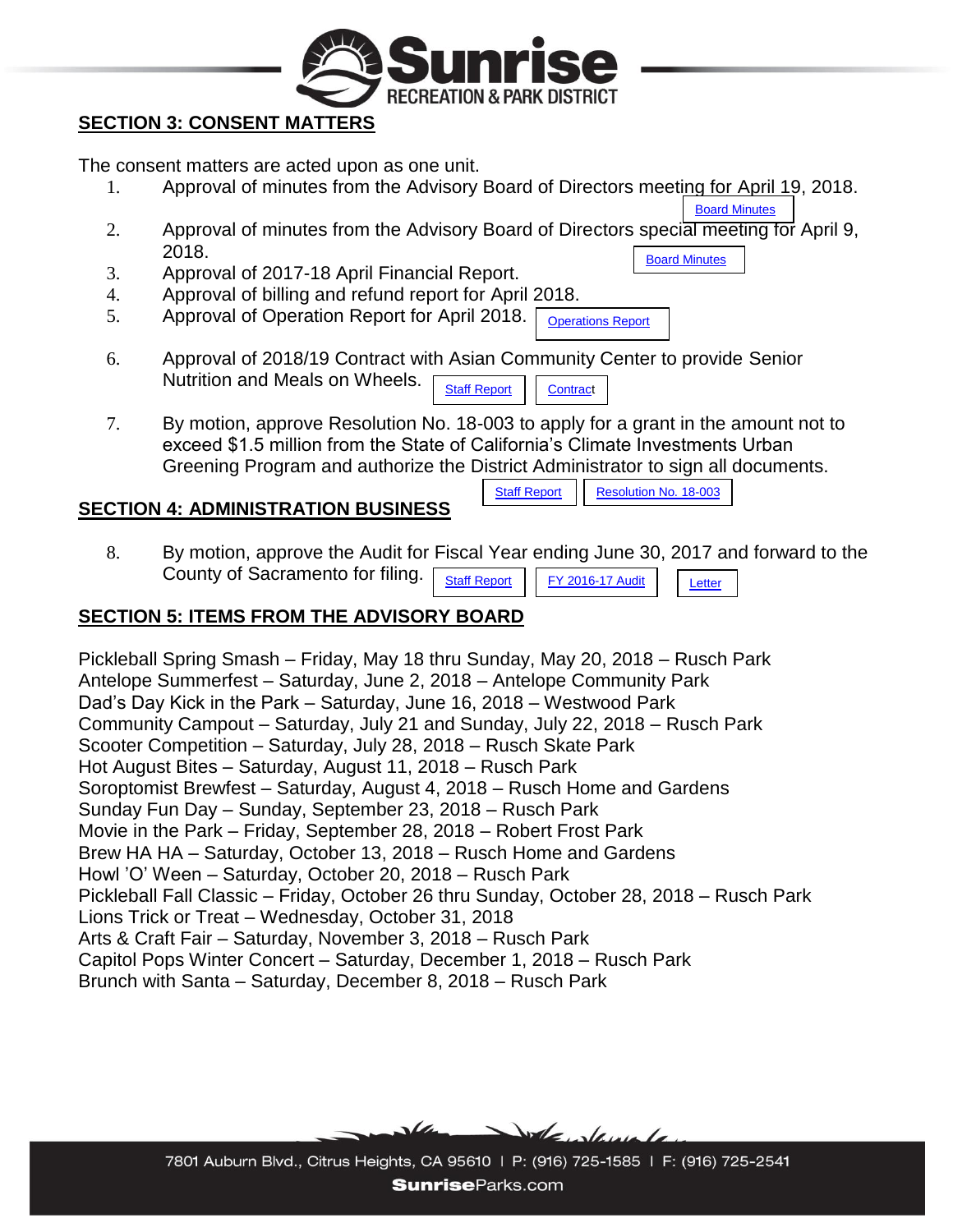## SECTION 3: CONSENT MATTERS

The consent matters are acted upon as one unit.

1. Approval of minutes from the Advisory Board of Directors meeting for April 19, 2018. Board Minutes
2. Approval of minutes from the Advisory Board of Directors special meeting for April 9, 2018. Board Minutes
3. Approval of 2017-18 April Financial Report.
4. Approval of billing and refund report for April 2018.
5. Approval of Operation Report for April 2018. Operations Report
6. Approval of 2018/19 Contract with Asian Community Center to provide Senior Nutrition and Meals on Wheels. Staff Report Contract
7. By motion, approve Resolution No. 18-003 to apply for a grant in the amount not to exceed $1.5 million from the State of California's Climate Investments Urban Greening Program and authorize the District Administrator to sign all documents. Staff Report Resolution No. 18-003

## SECTION 4: ADMINISTRATION BUSINESS

8. By motion, approve the Audit for Fiscal Year ending June 30, 2017 and forward to the County of Sacramento for filing. Staff Report FY 2016-17 Audit Letter

## SECTION 5: ITEMS FROM THE ADVISORY BOARD

Pickleball Spring Smash – Friday, May 18 thru Sunday, May 20, 2018 – Rusch Park
Antelope Summerfest – Saturday, June 2, 2018 – Antelope Community Park
Dad's Day Kick in the Park – Saturday, June 16, 2018 – Westwood Park
Community Campout – Saturday, July 21 and Sunday, July 22, 2018 – Rusch Park
Scooter Competition – Saturday, July 28, 2018 – Rusch Skate Park
Hot August Bites – Saturday, August 11, 2018 – Rusch Park
Soroptomist Brewfest – Saturday, August 4, 2018 – Rusch Home and Gardens
Sunday Fun Day – Sunday, September 23, 2018 – Rusch Park
Movie in the Park – Friday, September 28, 2018 – Robert Frost Park
Brew HA HA – Saturday, October 13, 2018 – Rusch Home and Gardens
Howl 'O' Ween – Saturday, October 20, 2018 – Rusch Park
Pickleball Fall Classic – Friday, October 26 thru Sunday, October 28, 2018 – Rusch Park
Lions Trick or Treat – Wednesday, October 31, 2018
Arts & Craft Fair – Saturday, November 3, 2018 – Rusch Park
Capitol Pops Winter Concert – Saturday, December 1, 2018 – Rusch Park
Brunch with Santa – Saturday, December 8, 2018 – Rusch Park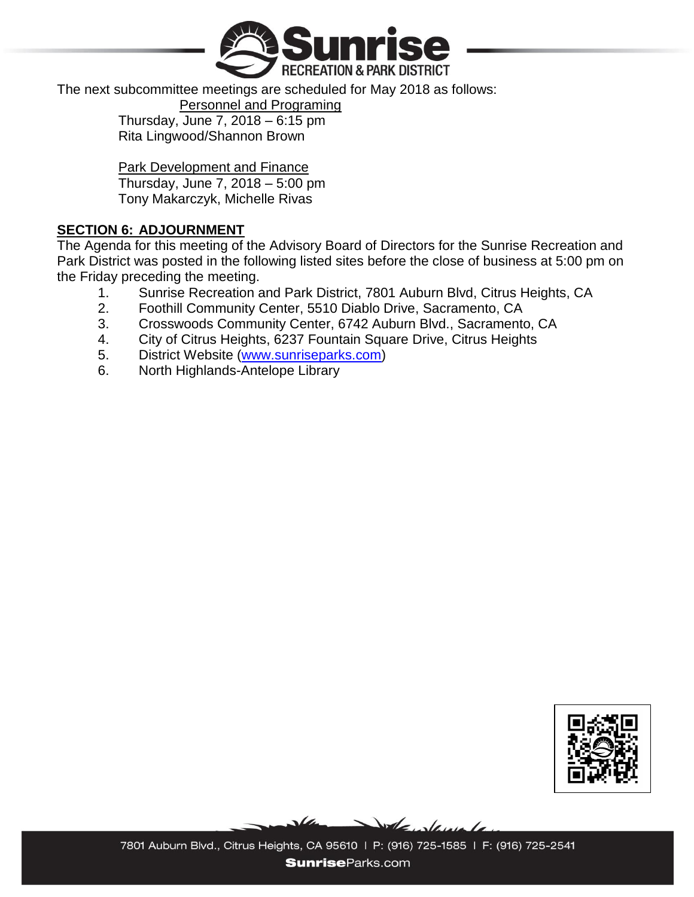The next subcommittee meetings are scheduled for May 2018 as follows:

Personnel and Programing
Thursday, June 7, 2018 – 6:15 pm
Rita Lingwood/Shannon Brown

Park Development and Finance
Thursday, June 7, 2018 – 5:00 pm
Tony Makarczyk, Michelle Rivas

## SECTION 6: ADJOURNMENT

The Agenda for this meeting of the Advisory Board of Directors for the Sunrise Recreation and Park District was posted in the following listed sites before the close of business at 5:00 pm on the Friday preceding the meeting.

1. Sunrise Recreation and Park District, 7801 Auburn Blvd, Citrus Heights, CA
2. Foothill Community Center, 5510 Diablo Drive, Sacramento, CA
3. Crosswoods Community Center, 6742 Auburn Blvd., Sacramento, CA
4. City of Citrus Heights, 6237 Fountain Square Drive, Citrus Heights
5. District Website (www.sunriseparks.com)
6. North Highlands-Antelope Library